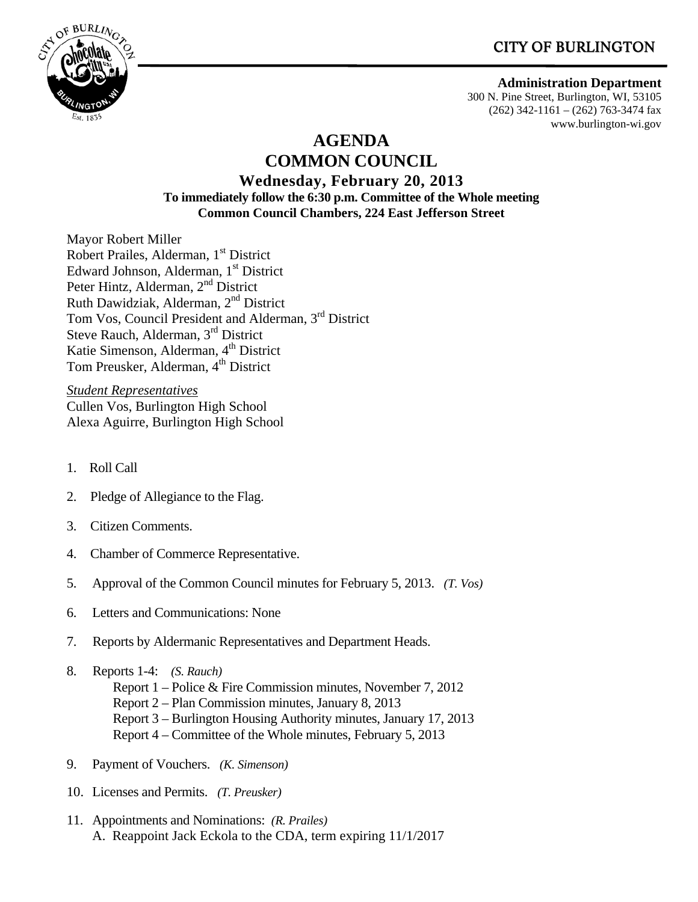CITY OF BURLINGTON

**Administration Department**
300 N. Pine Street, Burlington, WI, 53105
(262) 342-1161 – (262) 763-3474 fax
www.burlington-wi.gov

# AGENDA
# COMMON COUNCIL
## Wednesday, February 20, 2013
**To immediately follow the 6:30 p.m. Committee of the Whole meeting**
**Common Council Chambers, 224 East Jefferson Street**

Mayor Robert Miller
Robert Prailes, Alderman, 1st District
Edward Johnson, Alderman, 1st District
Peter Hintz, Alderman, 2nd District
Ruth Dawidziak, Alderman, 2nd District
Tom Vos, Council President and Alderman, 3rd District
Steve Rauch, Alderman, 3rd District
Katie Simenson, Alderman, 4th District
Tom Preusker, Alderman, 4th District

*Student Representatives*
Cullen Vos, Burlington High School
Alexa Aguirre, Burlington High School

1. Roll Call
2. Pledge of Allegiance to the Flag.
3. Citizen Comments.
4. Chamber of Commerce Representative.
5. Approval of the Common Council minutes for February 5, 2013. *(T. Vos)*
6. Letters and Communications: None
7. Reports by Aldermanic Representatives and Department Heads.
8. Reports 1-4: *(S. Rauch)*
   Report 1 – Police & Fire Commission minutes, November 7, 2012
   Report 2 – Plan Commission minutes, January 8, 2013
   Report 3 – Burlington Housing Authority minutes, January 17, 2013
   Report 4 – Committee of the Whole minutes, February 5, 2013
9. Payment of Vouchers. *(K. Simenson)*
10. Licenses and Permits. *(T. Preusker)*
11. Appointments and Nominations: *(R. Prailes)*
    A. Reappoint Jack Eckola to the CDA, term expiring 11/1/2017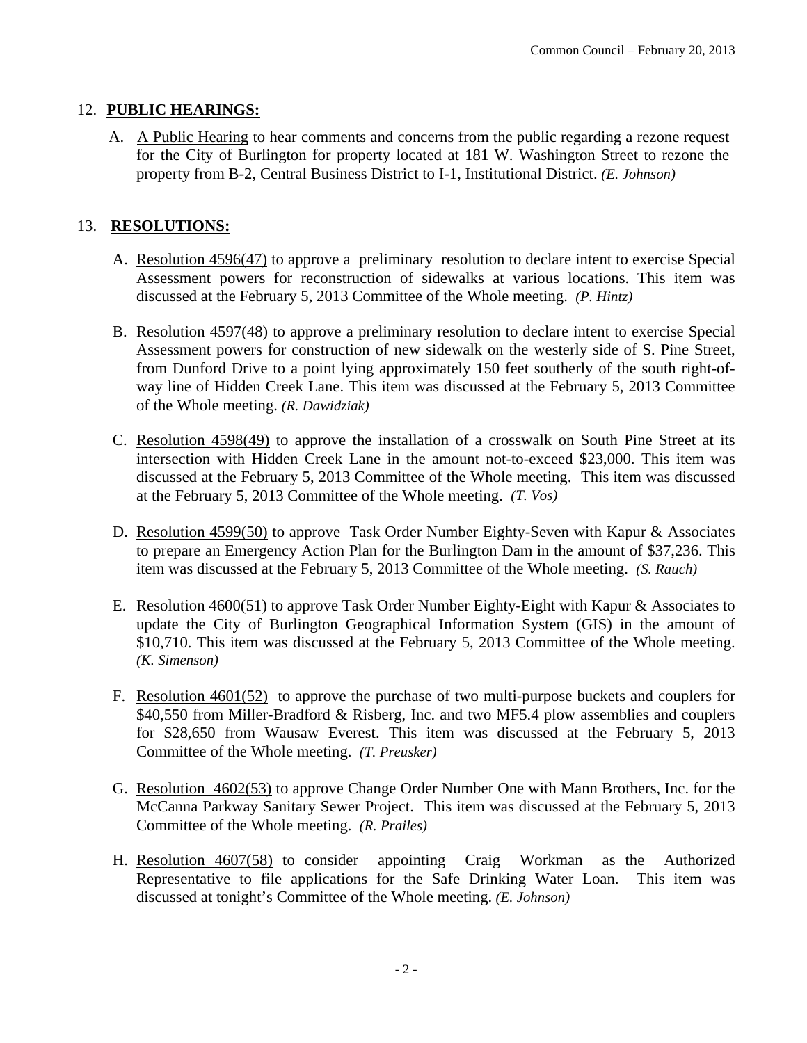12. **PUBLIC HEARINGS:**

   A. A Public Hearing to hear comments and concerns from the public regarding a rezone request for the City of Burlington for property located at 181 W. Washington Street to rezone the property from B-2, Central Business District to I-1, Institutional District. *(E. Johnson)*

13. **RESOLUTIONS:**

   A. Resolution 4596(47) to approve a preliminary resolution to declare intent to exercise Special Assessment powers for reconstruction of sidewalks at various locations. This item was discussed at the February 5, 2013 Committee of the Whole meeting. *(P. Hintz)*

   B. Resolution 4597(48) to approve a preliminary resolution to declare intent to exercise Special Assessment powers for construction of new sidewalk on the westerly side of S. Pine Street, from Dunford Drive to a point lying approximately 150 feet southerly of the south right-of-way line of Hidden Creek Lane. This item was discussed at the February 5, 2013 Committee of the Whole meeting. *(R. Dawidziak)*

   C. Resolution 4598(49) to approve the installation of a crosswalk on South Pine Street at its intersection with Hidden Creek Lane in the amount not-to-exceed $23,000. This item was discussed at the February 5, 2013 Committee of the Whole meeting. This item was discussed at the February 5, 2013 Committee of the Whole meeting. *(T. Vos)*

   D. Resolution 4599(50) to approve Task Order Number Eighty-Seven with Kapur & Associates to prepare an Emergency Action Plan for the Burlington Dam in the amount of $37,236. This item was discussed at the February 5, 2013 Committee of the Whole meeting. *(S. Rauch)*

   E. Resolution 4600(51) to approve Task Order Number Eighty-Eight with Kapur & Associates to update the City of Burlington Geographical Information System (GIS) in the amount of $10,710. This item was discussed at the February 5, 2013 Committee of the Whole meeting. *(K. Simenson)*

   F. Resolution 4601(52) to approve the purchase of two multi-purpose buckets and couplers for $40,550 from Miller-Bradford & Risberg, Inc. and two MF5.4 plow assemblies and couplers for $28,650 from Wausaw Everest. This item was discussed at the February 5, 2013 Committee of the Whole meeting. *(T. Preusker)*

   G. Resolution 4602(53) to approve Change Order Number One with Mann Brothers, Inc. for the McCanna Parkway Sanitary Sewer Project. This item was discussed at the February 5, 2013 Committee of the Whole meeting. *(R. Prailes)*

   H. Resolution 4607(58) to consider appointing Craig Workman as the Authorized Representative to file applications for the Safe Drinking Water Loan. This item was discussed at tonight's Committee of the Whole meeting. *(E. Johnson)*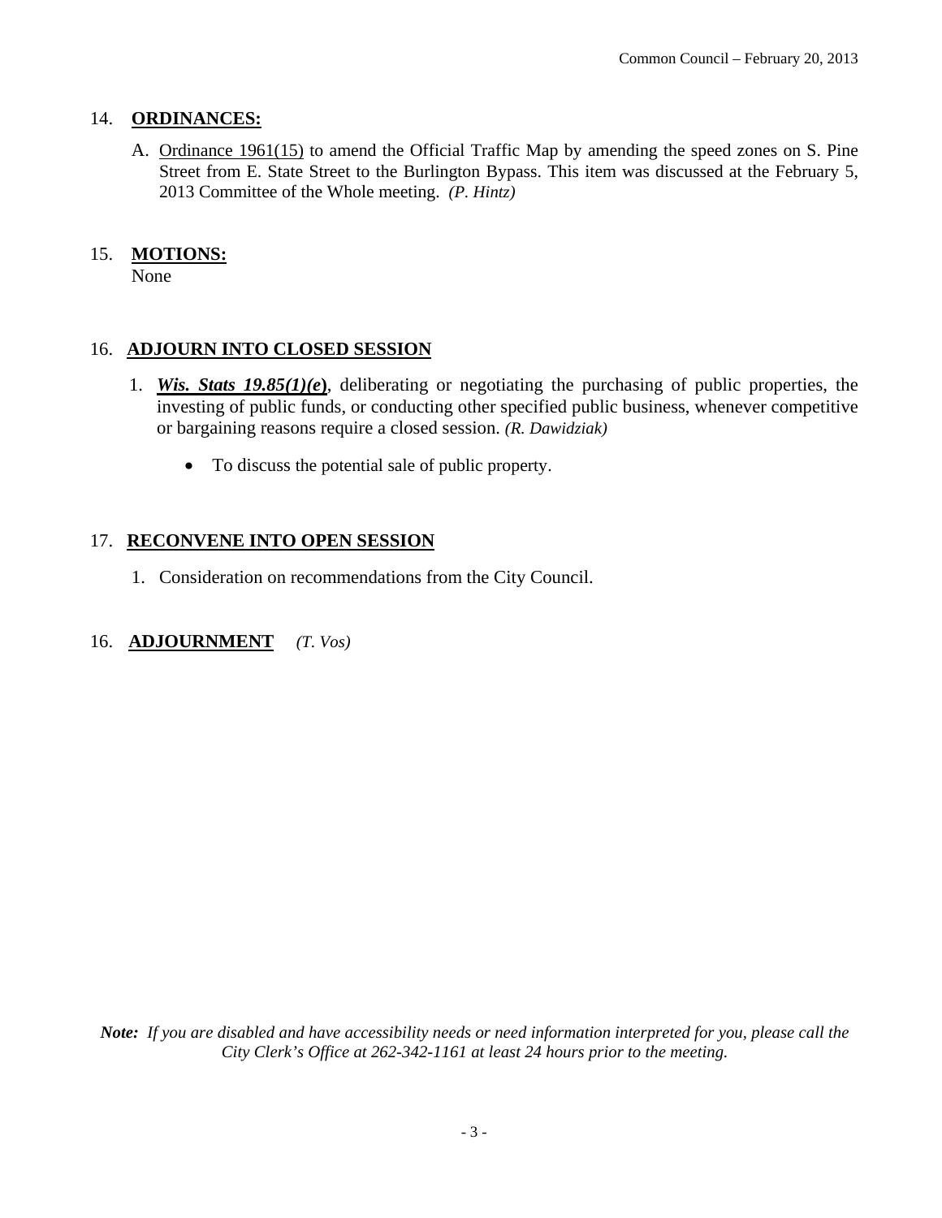14. **ORDINANCES:**

   A. Ordinance 1961(15) to amend the Official Traffic Map by amending the speed zones on S. Pine Street from E. State Street to the Burlington Bypass. This item was discussed at the February 5, 2013 Committee of the Whole meeting. *(P. Hintz)*

15. **MOTIONS:**
   None

16. **ADJOURN INTO CLOSED SESSION**

   1. ***Wis. Stats 19.85(1)(e)***, deliberating or negotiating the purchasing of public properties, the investing of public funds, or conducting other specified public business, whenever competitive or bargaining reasons require a closed session. *(R. Dawidziak)*

      - To discuss the potential sale of public property.

17. **RECONVENE INTO OPEN SESSION**

   1. Consideration on recommendations from the City Council.

16. **ADJOURNMENT** *(T. Vos)*

***Note:*** *If you are disabled and have accessibility needs or need information interpreted for you, please call the City Clerk's Office at 262-342-1161 at least 24 hours prior to the meeting.*